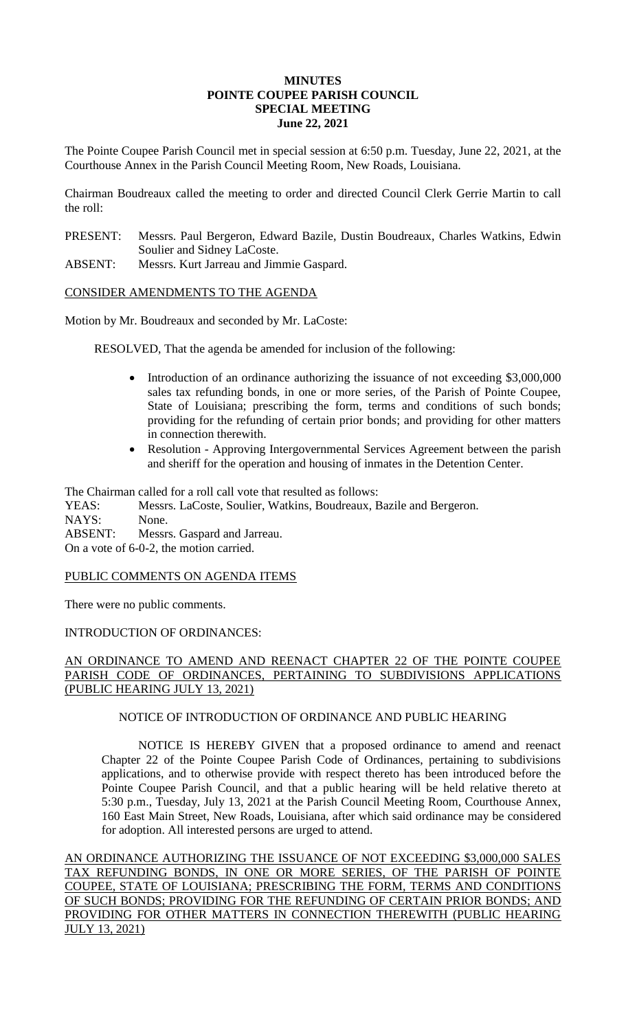# MINUTES
## POINTE COUPEE PARISH COUNCIL
## SPECIAL MEETING
## June 22, 2021

The Pointe Coupee Parish Council met in special session at 6:50 p.m. Tuesday, June 22, 2021, at the Courthouse Annex in the Parish Council Meeting Room, New Roads, Louisiana.

Chairman Boudreaux called the meeting to order and directed Council Clerk Gerrie Martin to call the roll:

PRESENT: Messrs. Paul Bergeron, Edward Bazile, Dustin Boudreaux, Charles Watkins, Edwin Soulier and Sidney LaCoste.
ABSENT: Messrs. Kurt Jarreau and Jimmie Gaspard.

<u>CONSIDER AMENDMENTS TO THE AGENDA</u>

Motion by Mr. Boudreaux and seconded by Mr. LaCoste:

RESOLVED, That the agenda be amended for inclusion of the following:

- Introduction of an ordinance authorizing the issuance of not exceeding $3,000,000 sales tax refunding bonds, in one or more series, of the Parish of Pointe Coupee, State of Louisiana; prescribing the form, terms and conditions of such bonds; providing for the refunding of certain prior bonds; and providing for other matters in connection therewith.
- Resolution - Approving Intergovernmental Services Agreement between the parish and sheriff for the operation and housing of inmates in the Detention Center.

The Chairman called for a roll call vote that resulted as follows:
YEAS: Messrs. LaCoste, Soulier, Watkins, Boudreaux, Bazile and Bergeron.
NAYS: None.
ABSENT: Messrs. Gaspard and Jarreau.
On a vote of 6-0-2, the motion carried.

<u>PUBLIC COMMENTS ON AGENDA ITEMS</u>

There were no public comments.

INTRODUCTION OF ORDINANCES:

<u>AN ORDINANCE TO AMEND AND REENACT CHAPTER 22 OF THE POINTE COUPEE PARISH CODE OF ORDINANCES, PERTAINING TO SUBDIVISIONS APPLICATIONS (PUBLIC HEARING JULY 13, 2021)</u>

NOTICE OF INTRODUCTION OF ORDINANCE AND PUBLIC HEARING

NOTICE IS HEREBY GIVEN that a proposed ordinance to amend and reenact Chapter 22 of the Pointe Coupee Parish Code of Ordinances, pertaining to subdivisions applications, and to otherwise provide with respect thereto has been introduced before the Pointe Coupee Parish Council, and that a public hearing will be held relative thereto at 5:30 p.m., Tuesday, July 13, 2021 at the Parish Council Meeting Room, Courthouse Annex, 160 East Main Street, New Roads, Louisiana, after which said ordinance may be considered for adoption. All interested persons are urged to attend.

<u>AN ORDINANCE AUTHORIZING THE ISSUANCE OF NOT EXCEEDING $3,000,000 SALES TAX REFUNDING BONDS, IN ONE OR MORE SERIES, OF THE PARISH OF POINTE COUPEE, STATE OF LOUISIANA; PRESCRIBING THE FORM, TERMS AND CONDITIONS OF SUCH BONDS; PROVIDING FOR THE REFUNDING OF CERTAIN PRIOR BONDS; AND PROVIDING FOR OTHER MATTERS IN CONNECTION THEREWITH (PUBLIC HEARING JULY 13, 2021)</u>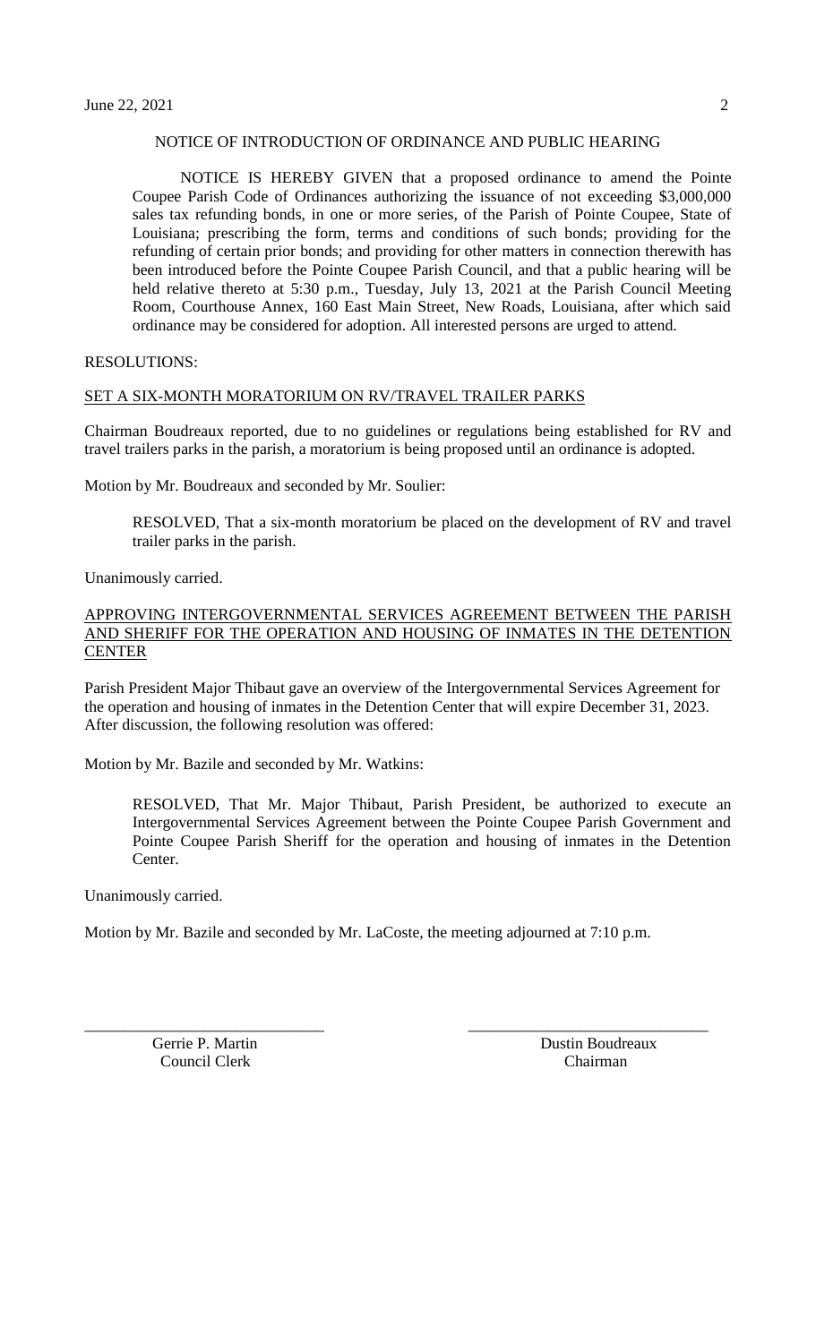NOTICE OF INTRODUCTION OF ORDINANCE AND PUBLIC HEARING

NOTICE IS HEREBY GIVEN that a proposed ordinance to amend the Pointe Coupee Parish Code of Ordinances authorizing the issuance of not exceeding $3,000,000 sales tax refunding bonds, in one or more series, of the Parish of Pointe Coupee, State of Louisiana; prescribing the form, terms and conditions of such bonds; providing for the refunding of certain prior bonds; and providing for other matters in connection therewith has been introduced before the Pointe Coupee Parish Council, and that a public hearing will be held relative thereto at 5:30 p.m., Tuesday, July 13, 2021 at the Parish Council Meeting Room, Courthouse Annex, 160 East Main Street, New Roads, Louisiana, after which said ordinance may be considered for adoption. All interested persons are urged to attend.

RESOLUTIONS:

SET A SIX-MONTH MORATORIUM ON RV/TRAVEL TRAILER PARKS

Chairman Boudreaux reported, due to no guidelines or regulations being established for RV and travel trailers parks in the parish, a moratorium is being proposed until an ordinance is adopted.

Motion by Mr. Boudreaux and seconded by Mr. Soulier:

> RESOLVED, That a six-month moratorium be placed on the development of RV and travel trailer parks in the parish.

Unanimously carried.

APPROVING INTERGOVERNMENTAL SERVICES AGREEMENT BETWEEN THE PARISH AND SHERIFF FOR THE OPERATION AND HOUSING OF INMATES IN THE DETENTION CENTER

Parish President Major Thibaut gave an overview of the Intergovernmental Services Agreement for the operation and housing of inmates in the Detention Center that will expire December 31, 2023. After discussion, the following resolution was offered:

Motion by Mr. Bazile and seconded by Mr. Watkins:

> RESOLVED, That Mr. Major Thibaut, Parish President, be authorized to execute an Intergovernmental Services Agreement between the Pointe Coupee Parish Government and Pointe Coupee Parish Sheriff for the operation and housing of inmates in the Detention Center.

Unanimously carried.

Motion by Mr. Bazile and seconded by Mr. LaCoste, the meeting adjourned at 7:10 p.m.

______________________________
Gerrie P. Martin
Council Clerk

______________________________
Dustin Boudreaux
Chairman